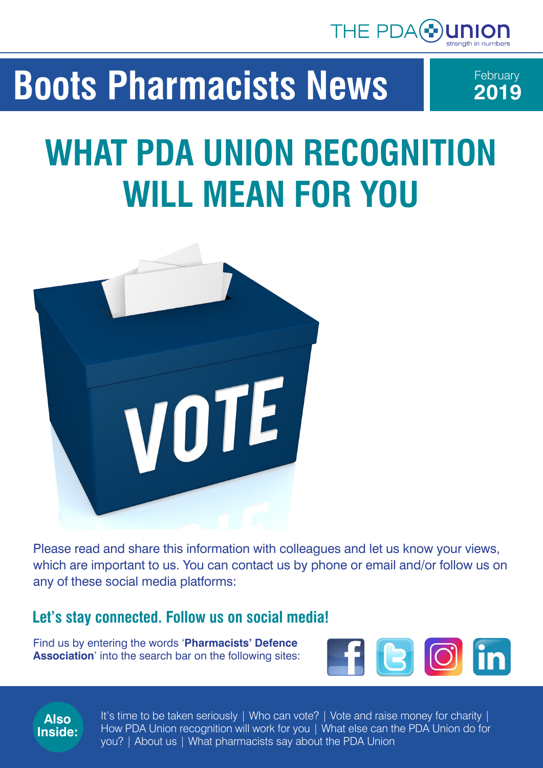THE PDA union
strength in numbers

# Boots Pharmacists News

February **2019**

# WHAT PDA UNION RECOGNITION WILL MEAN FOR YOU

Please read and share this information with colleagues and let us know your views, which are important to us. You can contact us by phone or email and/or follow us on any of these social media platforms:

## Let's stay connected. Follow us on social media!

Find us by entering the words '**Pharmacists' Defence Association**' into the search bar on the following sites:

**Also Inside:**

It's time to be taken seriously | Who can vote? | Vote and raise money for charity | How PDA Union recognition will work for you | What else can the PDA Union do for you? | About us | What pharmacists say about the PDA Union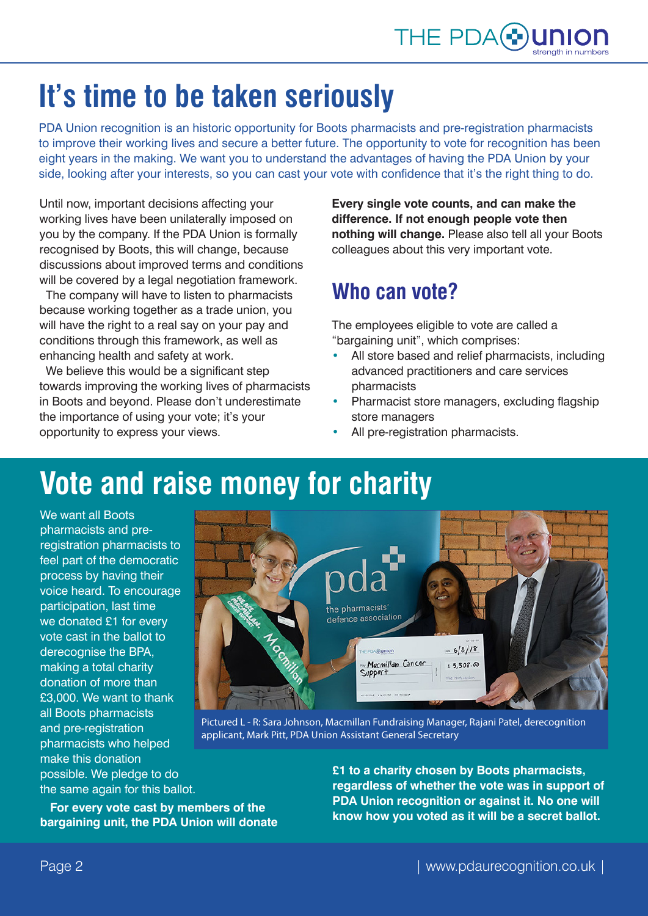# It's time to be taken seriously

PDA Union recognition is an historic opportunity for Boots pharmacists and pre-registration pharmacists to improve their working lives and secure a better future. The opportunity to vote for recognition has been eight years in the making. We want you to understand the advantages of having the PDA Union by your side, looking after your interests, so you can cast your vote with confidence that it's the right thing to do.

Until now, important decisions affecting your working lives have been unilaterally imposed on you by the company. If the PDA Union is formally recognised by Boots, this will change, because discussions about improved terms and conditions will be covered by a legal negotiation framework.

The company will have to listen to pharmacists because working together as a trade union, you will have the right to a real say on your pay and conditions through this framework, as well as enhancing health and safety at work.

We believe this would be a significant step towards improving the working lives of pharmacists in Boots and beyond. Please don't underestimate the importance of using your vote; it's your opportunity to express your views.

**Every single vote counts, and can make the difference. If not enough people vote then nothing will change.** Please also tell all your Boots colleagues about this very important vote.

## Who can vote?

The employees eligible to vote are called a "bargaining unit", which comprises:

- All store based and relief pharmacists, including advanced practitioners and care services pharmacists
- Pharmacist store managers, excluding flagship store managers
- All pre-registration pharmacists.

# Vote and raise money for charity

We want all Boots pharmacists and pre-registration pharmacists to feel part of the democratic process by having their voice heard. To encourage participation, last time we donated £1 for every vote cast in the ballot to derecognise the BPA, making a total charity donation of more than £3,000. We want to thank all Boots pharmacists and pre-registration pharmacists who helped make this donation possible. We pledge to do the same again for this ballot.

Pictured L - R: Sara Johnson, Macmillan Fundraising Manager, Rajani Patel, derecognition applicant, Mark Pitt, PDA Union Assistant General Secretary

**For every vote cast by members of the bargaining unit, the PDA Union will donate £1 to a charity chosen by Boots pharmacists, regardless of whether the vote was in support of PDA Union recognition or against it. No one will know how you voted as it will be a secret ballot.**

www.pdaurecognition.co.uk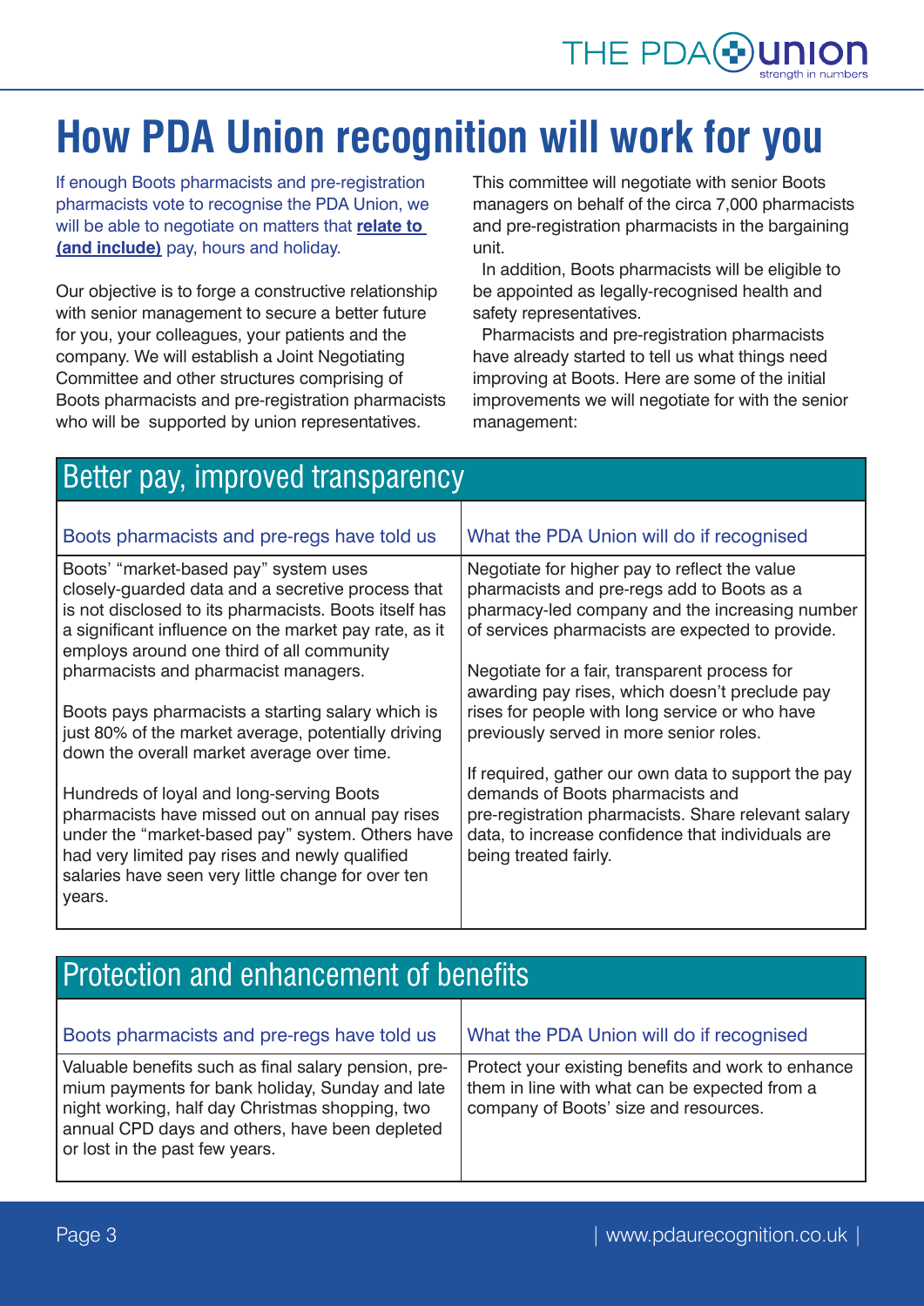# How PDA Union recognition will work for you

If enough Boots pharmacists and pre-registration pharmacists vote to recognise the PDA Union, we will be able to negotiate on matters that **relate to (and include)** pay, hours and holiday.

Our objective is to forge a constructive relationship with senior management to secure a better future for you, your colleagues, your patients and the company. We will establish a Joint Negotiating Committee and other structures comprising of Boots pharmacists and pre-registration pharmacists who will be supported by union representatives.

This committee will negotiate with senior Boots managers on behalf of the circa 7,000 pharmacists and pre-registration pharmacists in the bargaining unit.

In addition, Boots pharmacists will be eligible to be appointed as legally-recognised health and safety representatives.

Pharmacists and pre-registration pharmacists have already started to tell us what things need improving at Boots. Here are some of the initial improvements we will negotiate for with the senior management:

## Better pay, improved transparency

| Boots pharmacists and pre-regs have told us | What the PDA Union will do if recognised |
|---|---|
| Boots' "market-based pay" system uses closely-guarded data and a secretive process that is not disclosed to its pharmacists. Boots itself has a significant influence on the market pay rate, as it employs around one third of all community pharmacists and pharmacist managers.<br><br>Boots pays pharmacists a starting salary which is just 80% of the market average, potentially driving down the overall market average over time.<br><br>Hundreds of loyal and long-serving Boots pharmacists have missed out on annual pay rises under the "market-based pay" system. Others have had very limited pay rises and newly qualified salaries have seen very little change for over ten years. | Negotiate for higher pay to reflect the value pharmacists and pre-regs add to Boots as a pharmacy-led company and the increasing number of services pharmacists are expected to provide.<br><br>Negotiate for a fair, transparent process for awarding pay rises, which doesn't preclude pay rises for people with long service or who have previously served in more senior roles.<br><br>If required, gather our own data to support the pay demands of Boots pharmacists and pre-registration pharmacists. Share relevant salary data, to increase confidence that individuals are being treated fairly. |

## Protection and enhancement of benefits

| Boots pharmacists and pre-regs have told us | What the PDA Union will do if recognised |
|---|---|
| Valuable benefits such as final salary pension, premium payments for bank holiday, Sunday and late night working, half day Christmas shopping, two annual CPD days and others, have been depleted or lost in the past few years. | Protect your existing benefits and work to enhance them in line with what can be expected from a company of Boots' size and resources. |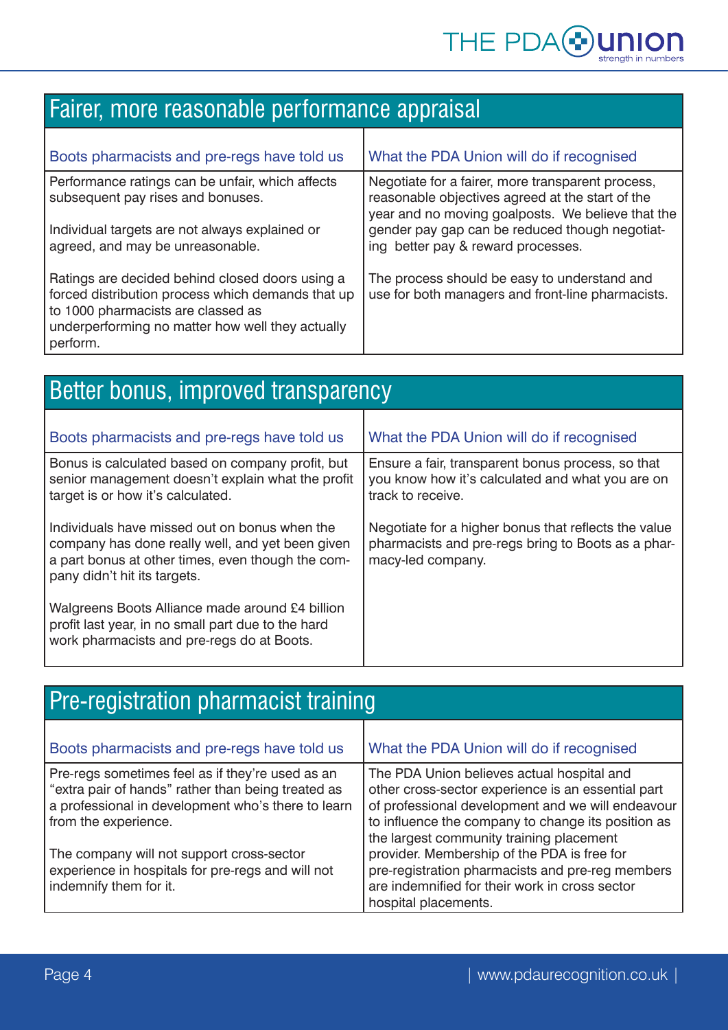## Fairer, more reasonable performance appraisal

| Boots pharmacists and pre-regs have told us | What the PDA Union will do if recognised |
| --- | --- |
| Performance ratings can be unfair, which affects subsequent pay rises and bonuses.<br><br>Individual targets are not always explained or agreed, and may be unreasonable.<br><br>Ratings are decided behind closed doors using a forced distribution process which demands that up to 1000 pharmacists are classed as underperforming no matter how well they actually perform. | Negotiate for a fairer, more transparent process, reasonable objectives agreed at the start of the year and no moving goalposts. We believe that the gender pay gap can be reduced though negotiating better pay & reward processes.<br><br>The process should be easy to understand and use for both managers and front-line pharmacists. |

## Better bonus, improved transparency

| Boots pharmacists and pre-regs have told us | What the PDA Union will do if recognised |
| --- | --- |
| Bonus is calculated based on company profit, but senior management doesn't explain what the profit target is or how it's calculated.<br><br>Individuals have missed out on bonus when the company has done really well, and yet been given a part bonus at other times, even though the company didn't hit its targets.<br><br>Walgreens Boots Alliance made around £4 billion profit last year, in no small part due to the hard work pharmacists and pre-regs do at Boots. | Ensure a fair, transparent bonus process, so that you know how it's calculated and what you are on track to receive.<br><br>Negotiate for a higher bonus that reflects the value pharmacists and pre-regs bring to Boots as a pharmacy-led company. |

## Pre-registration pharmacist training

| Boots pharmacists and pre-regs have told us | What the PDA Union will do if recognised |
| --- | --- |
| Pre-regs sometimes feel as if they're used as an "extra pair of hands" rather than being treated as a professional in development who's there to learn from the experience.<br><br>The company will not support cross-sector experience in hospitals for pre-regs and will not indemnify them for it. | The PDA Union believes actual hospital and other cross-sector experience is an essential part of professional development and we will endeavour to influence the company to change its position as the largest community training placement provider. Membership of the PDA is free for pre-registration pharmacists and pre-reg members are indemnified for their work in cross sector hospital placements. |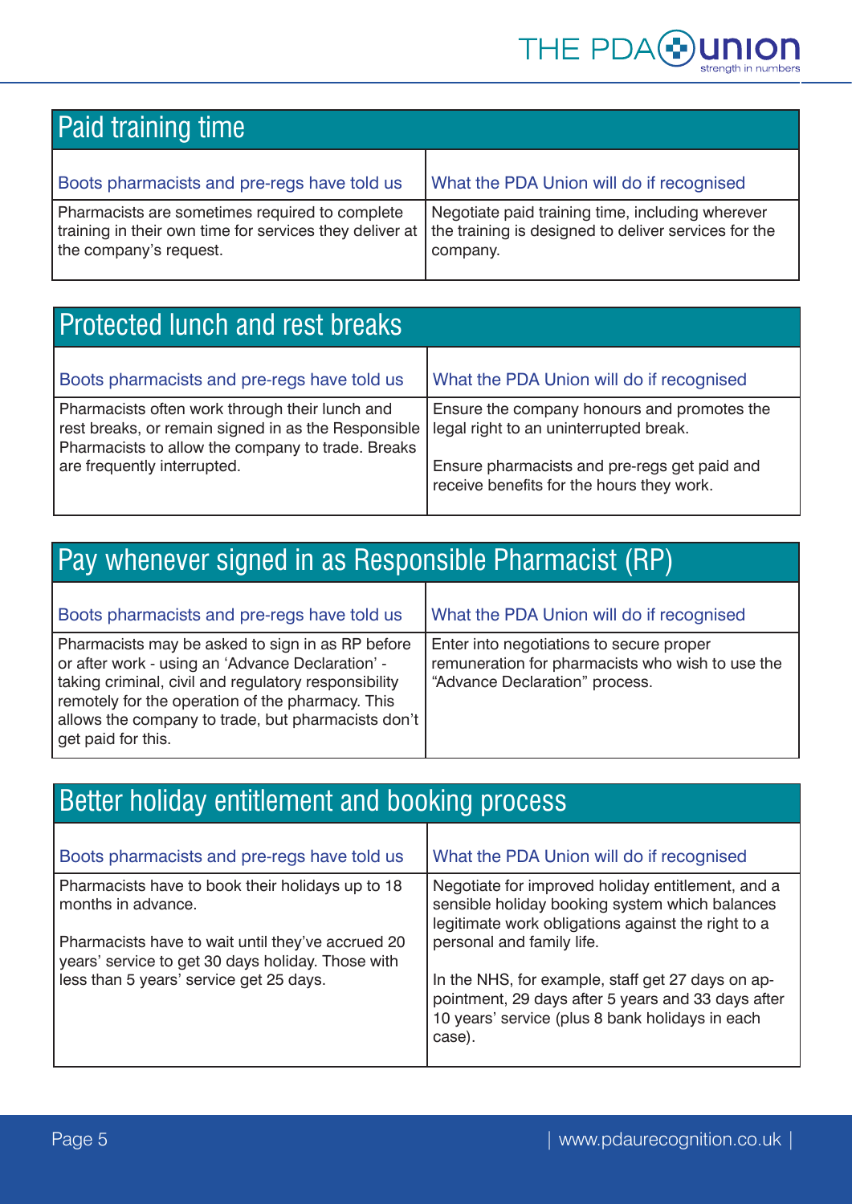## Paid training time

| Boots pharmacists and pre-regs have told us | What the PDA Union will do if recognised |
| --- | --- |
| Pharmacists are sometimes required to complete training in their own time for services they deliver at the company's request. | Negotiate paid training time, including wherever the training is designed to deliver services for the company. |

## Protected lunch and rest breaks

| Boots pharmacists and pre-regs have told us | What the PDA Union will do if recognised |
| --- | --- |
| Pharmacists often work through their lunch and rest breaks, or remain signed in as the Responsible Pharmacists to allow the company to trade. Breaks are frequently interrupted. | Ensure the company honours and promotes the legal right to an uninterrupted break.<br><br>Ensure pharmacists and pre-regs get paid and receive benefits for the hours they work. |

## Pay whenever signed in as Responsible Pharmacist (RP)

| Boots pharmacists and pre-regs have told us | What the PDA Union will do if recognised |
| --- | --- |
| Pharmacists may be asked to sign in as RP before or after work - using an 'Advance Declaration' - taking criminal, civil and regulatory responsibility remotely for the operation of the pharmacy. This allows the company to trade, but pharmacists don't get paid for this. | Enter into negotiations to secure proper remuneration for pharmacists who wish to use the "Advance Declaration" process. |

## Better holiday entitlement and booking process

| Boots pharmacists and pre-regs have told us | What the PDA Union will do if recognised |
| --- | --- |
| Pharmacists have to book their holidays up to 18 months in advance.<br><br>Pharmacists have to wait until they've accrued 20 years' service to get 30 days holiday. Those with less than 5 years' service get 25 days. | Negotiate for improved holiday entitlement, and a sensible holiday booking system which balances legitimate work obligations against the right to a personal and family life.<br><br>In the NHS, for example, staff get 27 days on appointment, 29 days after 5 years and 33 days after 10 years' service (plus 8 bank holidays in each case). |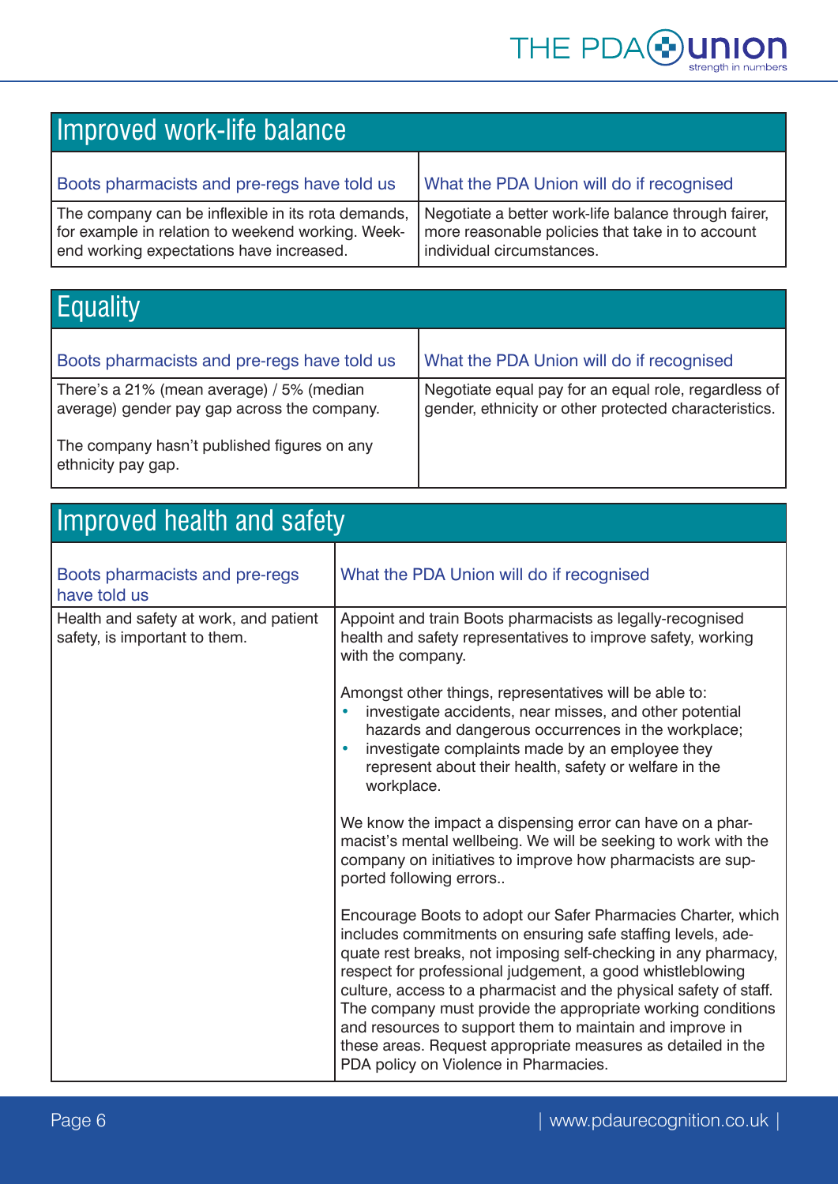## Improved work-life balance

| Boots pharmacists and pre-regs have told us | What the PDA Union will do if recognised |
|---|---|
| The company can be inflexible in its rota demands, for example in relation to weekend working. Weekend working expectations have increased. | Negotiate a better work-life balance through fairer, more reasonable policies that take in to account individual circumstances. |

## Equality

| Boots pharmacists and pre-regs have told us | What the PDA Union will do if recognised |
|---|---|
| There's a 21% (mean average) / 5% (median average) gender pay gap across the company.<br><br>The company hasn't published figures on any ethnicity pay gap. | Negotiate equal pay for an equal role, regardless of gender, ethnicity or other protected characteristics. |

## Improved health and safety

| Boots pharmacists and pre-regs have told us | What the PDA Union will do if recognised |
|---|---|
| Health and safety at work, and patient safety, is important to them. | Appoint and train Boots pharmacists as legally-recognised health and safety representatives to improve safety, working with the company.<br><br>Amongst other things, representatives will be able to:<br>• investigate accidents, near misses, and other potential hazards and dangerous occurrences in the workplace;<br>• investigate complaints made by an employee they represent about their health, safety or welfare in the workplace.<br><br>We know the impact a dispensing error can have on a pharmacist's mental wellbeing. We will be seeking to work with the company on initiatives to improve how pharmacists are supported following errors..<br><br>Encourage Boots to adopt our Safer Pharmacies Charter, which includes commitments on ensuring safe staffing levels, adequate rest breaks, not imposing self-checking in any pharmacy, respect for professional judgement, a good whistleblowing culture, access to a pharmacist and the physical safety of staff. The company must provide the appropriate working conditions and resources to support them to maintain and improve in these areas. Request appropriate measures as detailed in the PDA policy on Violence in Pharmacies. |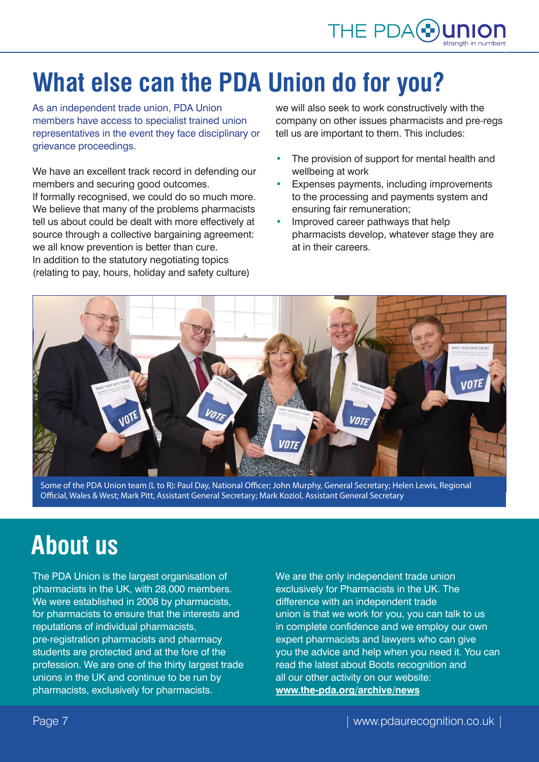# What else can the PDA Union do for you?

As an independent trade union, PDA Union members have access to specialist trained union representatives in the event they face disciplinary or grievance proceedings.

We have an excellent track record in defending our members and securing good outcomes.
If formally recognised, we could do so much more. We believe that many of the problems pharmacists tell us about could be dealt with more effectively at source through a collective bargaining agreement: we all know prevention is better than cure.
In addition to the statutory negotiating topics (relating to pay, hours, holiday and safety culture) we will also seek to work constructively with the company on other issues pharmacists and pre-regs tell us are important to them. This includes:

- The provision of support for mental health and wellbeing at work
- Expenses payments, including improvements to the processing and payments system and ensuring fair remuneration;
- Improved career pathways that help pharmacists develop, whatever stage they are at in their careers.

Some of the PDA Union team (L to R): Paul Day, National Officer; John Murphy, General Secretary; Helen Lewis, Regional Official, Wales & West; Mark Pitt, Assistant General Secretary; Mark Koziol, Assistant General Secretary

# About us

The PDA Union is the largest organisation of pharmacists in the UK, with 28,000 members. We were established in 2008 by pharmacists, for pharmacists to ensure that the interests and reputations of individual pharmacists, pre-registration pharmacists and pharmacy students are protected and at the fore of the profession. We are one of the thirty largest trade unions in the UK and continue to be run by pharmacists, exclusively for pharmacists.

We are the only independent trade union exclusively for Pharmacists in the UK. The difference with an independent trade union is that we work for you, you can talk to us in complete confidence and we employ our own expert pharmacists and lawyers who can give you the advice and help when you need it. You can read the latest about Boots recognition and all our other activity on our website: **www.the-pda.org/archive/news**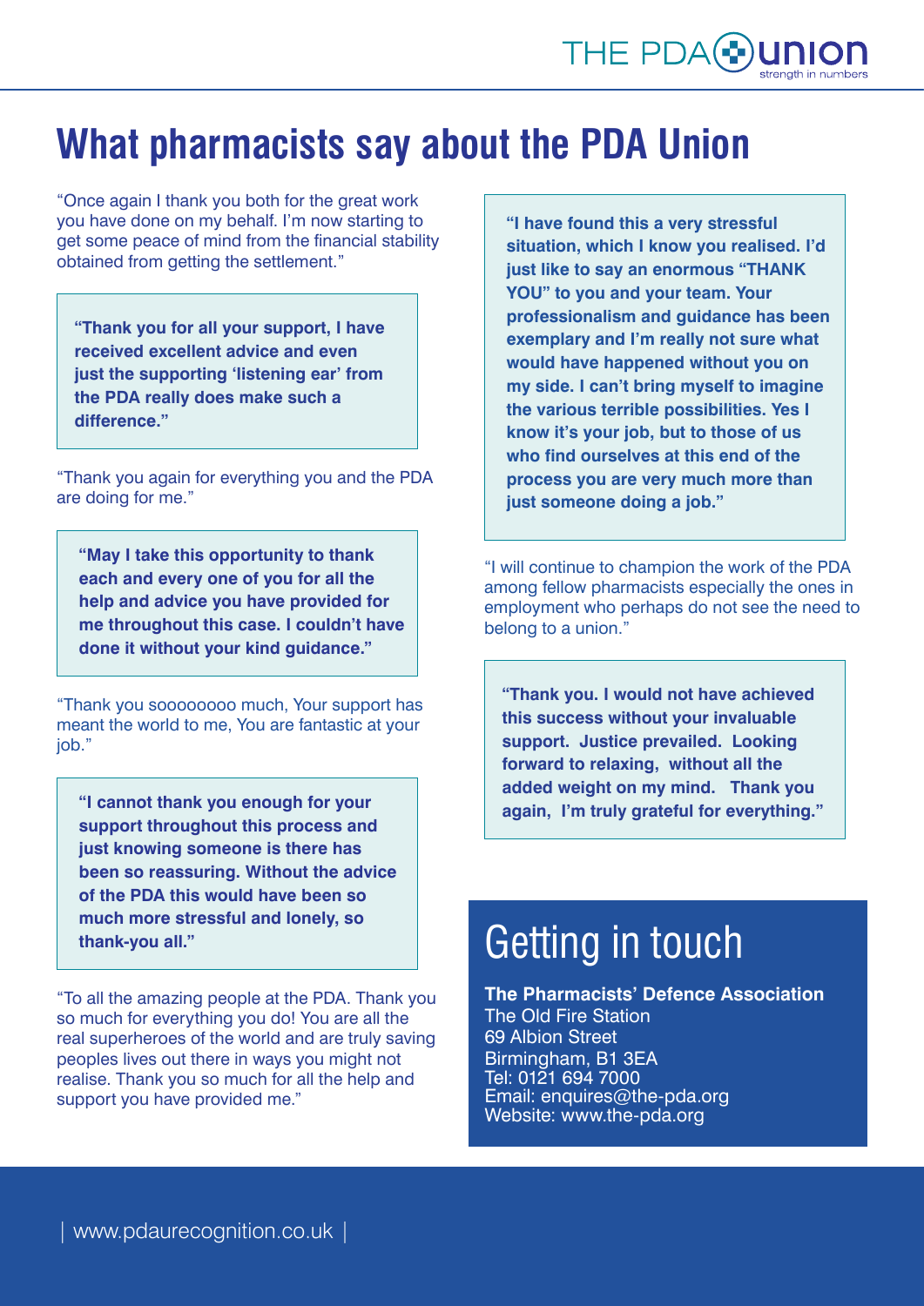# What pharmacists say about the PDA Union

"Once again I thank you both for the great work you have done on my behalf. I'm now starting to get some peace of mind from the financial stability obtained from getting the settlement."

**"Thank you for all your support, I have received excellent advice and even just the supporting 'listening ear' from the PDA really does make such a difference."**

"Thank you again for everything you and the PDA are doing for me."

**"May I take this opportunity to thank each and every one of you for all the help and advice you have provided for me throughout this case. I couldn't have done it without your kind guidance."**

"Thank you soooooooo much, Your support has meant the world to me, You are fantastic at your job."

**"I cannot thank you enough for your support throughout this process and just knowing someone is there has been so reassuring. Without the advice of the PDA this would have been so much more stressful and lonely, so thank-you all."**

"To all the amazing people at the PDA. Thank you so much for everything you do! You are all the real superheroes of the world and are truly saving peoples lives out there in ways you might not realise. Thank you so much for all the help and support you have provided me."

**"I have found this a very stressful situation, which I know you realised. I'd just like to say an enormous "THANK YOU" to you and your team. Your professionalism and guidance has been exemplary and I'm really not sure what would have happened without you on my side. I can't bring myself to imagine the various terrible possibilities. Yes I know it's your job, but to those of us who find ourselves at this end of the process you are very much more than just someone doing a job."**

"I will continue to champion the work of the PDA among fellow pharmacists especially the ones in employment who perhaps do not see the need to belong to a union."

**"Thank you. I would not have achieved this success without your invaluable support. Justice prevailed. Looking forward to relaxing, without all the added weight on my mind. Thank you again, I'm truly grateful for everything."**

## Getting in touch

**The Pharmacists' Defence Association**
The Old Fire Station
69 Albion Street
Birmingham, B1 3EA
Tel: 0121 694 7000
Email: enquires@the-pda.org
Website: www.the-pda.org